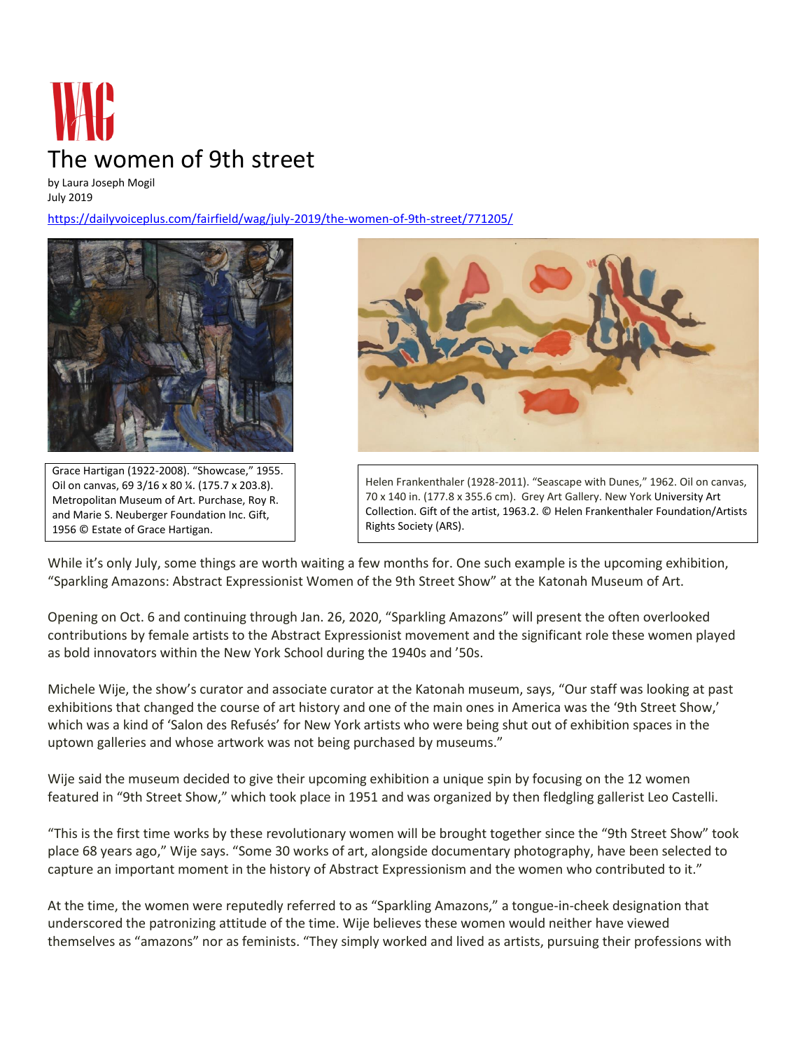WAG

# The women of 9th street

by Laura Joseph Mogil
July 2019

https://dailyvoiceplus.com/fairfield/wag/july-2019/the-women-of-9th-street/771205/

Grace Hartigan (1922-2008). "Showcase," 1955. Oil on canvas, 69 3/16 x 80 ¼. (175.7 x 203.8). Metropolitan Museum of Art. Purchase, Roy R. and Marie S. Neuberger Foundation Inc. Gift, 1956 © Estate of Grace Hartigan.

Helen Frankenthaler (1928-2011). "Seascape with Dunes," 1962. Oil on canvas, 70 x 140 in. (177.8 x 355.6 cm). Grey Art Gallery. New York University Art Collection. Gift of the artist, 1963.2. © Helen Frankenthaler Foundation/Artists Rights Society (ARS).

While it's only July, some things are worth waiting a few months for. One such example is the upcoming exhibition, "Sparkling Amazons: Abstract Expressionist Women of the 9th Street Show" at the Katonah Museum of Art.

Opening on Oct. 6 and continuing through Jan. 26, 2020, "Sparkling Amazons" will present the often overlooked contributions by female artists to the Abstract Expressionist movement and the significant role these women played as bold innovators within the New York School during the 1940s and '50s.

Michele Wije, the show's curator and associate curator at the Katonah museum, says, "Our staff was looking at past exhibitions that changed the course of art history and one of the main ones in America was the '9th Street Show,' which was a kind of 'Salon des Refusés' for New York artists who were being shut out of exhibition spaces in the uptown galleries and whose artwork was not being purchased by museums."

Wije said the museum decided to give their upcoming exhibition a unique spin by focusing on the 12 women featured in "9th Street Show," which took place in 1951 and was organized by then fledgling gallerist Leo Castelli.

"This is the first time works by these revolutionary women will be brought together since the "9th Street Show" took place 68 years ago," Wije says. "Some 30 works of art, alongside documentary photography, have been selected to capture an important moment in the history of Abstract Expressionism and the women who contributed to it."

At the time, the women were reputedly referred to as "Sparkling Amazons," a tongue-in-cheek designation that underscored the patronizing attitude of the time. Wije believes these women would neither have viewed themselves as "amazons" nor as feminists. "They simply worked and lived as artists, pursuing their professions with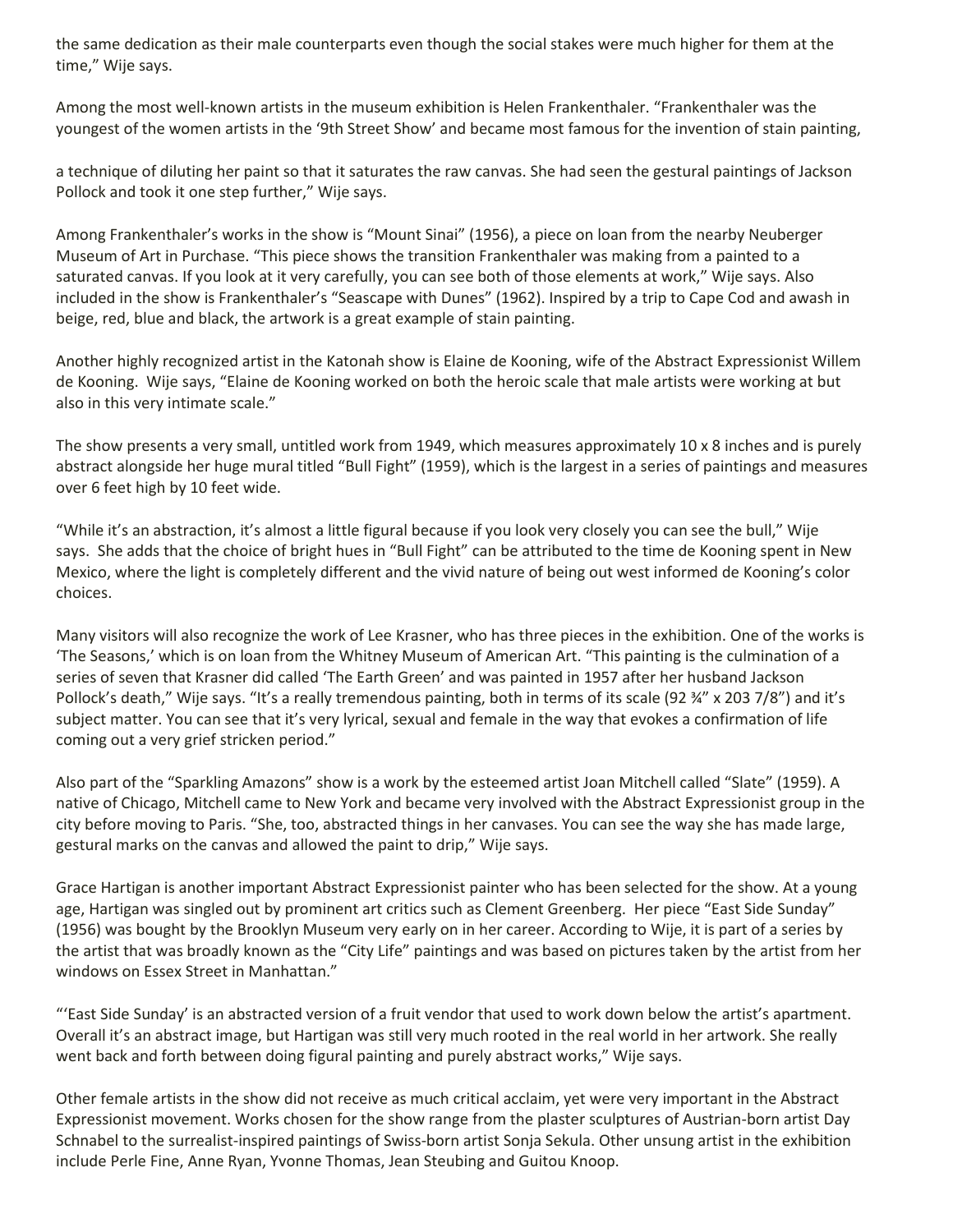the same dedication as their male counterparts even though the social stakes were much higher for them at the time," Wije says.

Among the most well-known artists in the museum exhibition is Helen Frankenthaler. "Frankenthaler was the youngest of the women artists in the '9th Street Show' and became most famous for the invention of stain painting,

a technique of diluting her paint so that it saturates the raw canvas. She had seen the gestural paintings of Jackson Pollock and took it one step further," Wije says.

Among Frankenthaler's works in the show is "Mount Sinai" (1956), a piece on loan from the nearby Neuberger Museum of Art in Purchase. "This piece shows the transition Frankenthaler was making from a painted to a saturated canvas. If you look at it very carefully, you can see both of those elements at work," Wije says. Also included in the show is Frankenthaler's "Seascape with Dunes" (1962). Inspired by a trip to Cape Cod and awash in beige, red, blue and black, the artwork is a great example of stain painting.

Another highly recognized artist in the Katonah show is Elaine de Kooning, wife of the Abstract Expressionist Willem de Kooning. Wije says, "Elaine de Kooning worked on both the heroic scale that male artists were working at but also in this very intimate scale."

The show presents a very small, untitled work from 1949, which measures approximately 10 x 8 inches and is purely abstract alongside her huge mural titled "Bull Fight" (1959), which is the largest in a series of paintings and measures over 6 feet high by 10 feet wide.

"While it's an abstraction, it's almost a little figural because if you look very closely you can see the bull," Wije says. She adds that the choice of bright hues in "Bull Fight" can be attributed to the time de Kooning spent in New Mexico, where the light is completely different and the vivid nature of being out west informed de Kooning's color choices.

Many visitors will also recognize the work of Lee Krasner, who has three pieces in the exhibition. One of the works is 'The Seasons,' which is on loan from the Whitney Museum of American Art. "This painting is the culmination of a series of seven that Krasner did called 'The Earth Green' and was painted in 1957 after her husband Jackson Pollock's death," Wije says. "It's a really tremendous painting, both in terms of its scale (92 ¾" x 203 7/8") and it's subject matter. You can see that it's very lyrical, sexual and female in the way that evokes a confirmation of life coming out a very grief stricken period."

Also part of the "Sparkling Amazons" show is a work by the esteemed artist Joan Mitchell called "Slate" (1959). A native of Chicago, Mitchell came to New York and became very involved with the Abstract Expressionist group in the city before moving to Paris. "She, too, abstracted things in her canvases. You can see the way she has made large, gestural marks on the canvas and allowed the paint to drip," Wije says.

Grace Hartigan is another important Abstract Expressionist painter who has been selected for the show. At a young age, Hartigan was singled out by prominent art critics such as Clement Greenberg. Her piece "East Side Sunday" (1956) was bought by the Brooklyn Museum very early on in her career. According to Wije, it is part of a series by the artist that was broadly known as the "City Life" paintings and was based on pictures taken by the artist from her windows on Essex Street in Manhattan."

"'East Side Sunday' is an abstracted version of a fruit vendor that used to work down below the artist's apartment. Overall it's an abstract image, but Hartigan was still very much rooted in the real world in her artwork. She really went back and forth between doing figural painting and purely abstract works," Wije says.

Other female artists in the show did not receive as much critical acclaim, yet were very important in the Abstract Expressionist movement. Works chosen for the show range from the plaster sculptures of Austrian-born artist Day Schnabel to the surrealist-inspired paintings of Swiss-born artist Sonja Sekula. Other unsung artist in the exhibition include Perle Fine, Anne Ryan, Yvonne Thomas, Jean Steubing and Guitou Knoop.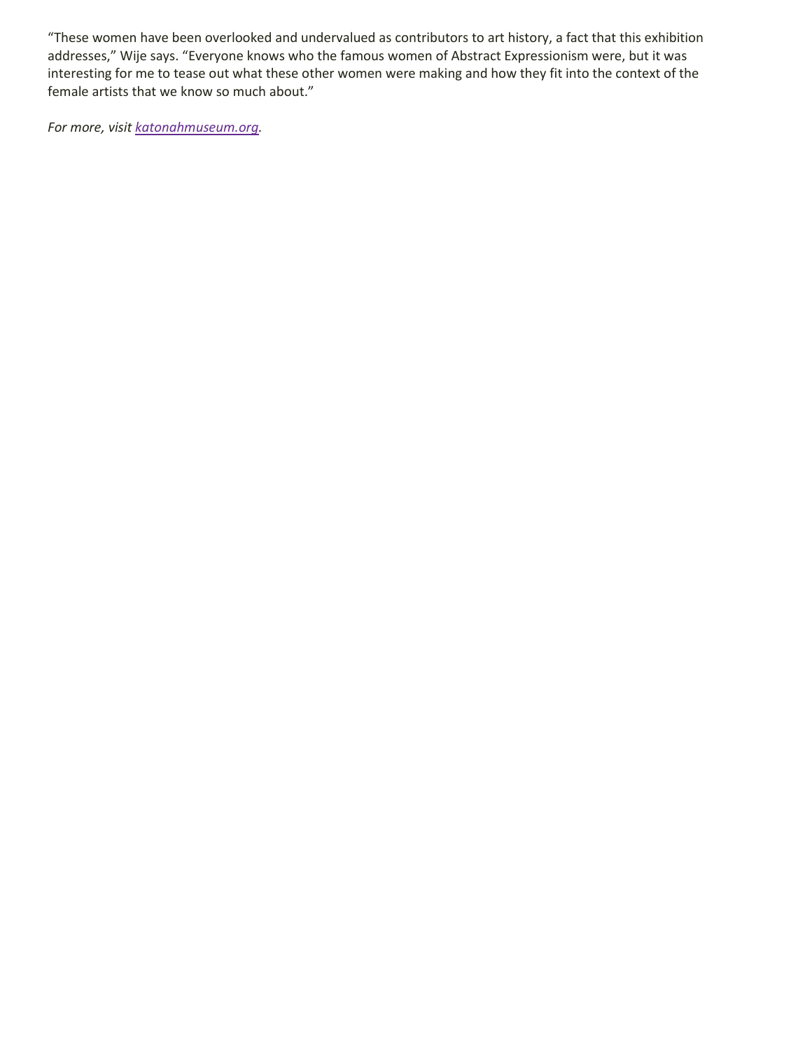"These women have been overlooked and undervalued as contributors to art history, a fact that this exhibition addresses," Wije says. "Everyone knows who the famous women of Abstract Expressionism were, but it was interesting for me to tease out what these other women were making and how they fit into the context of the female artists that we know so much about."

*For more, visit [katonahmuseum.org](katonahmuseum.org).*